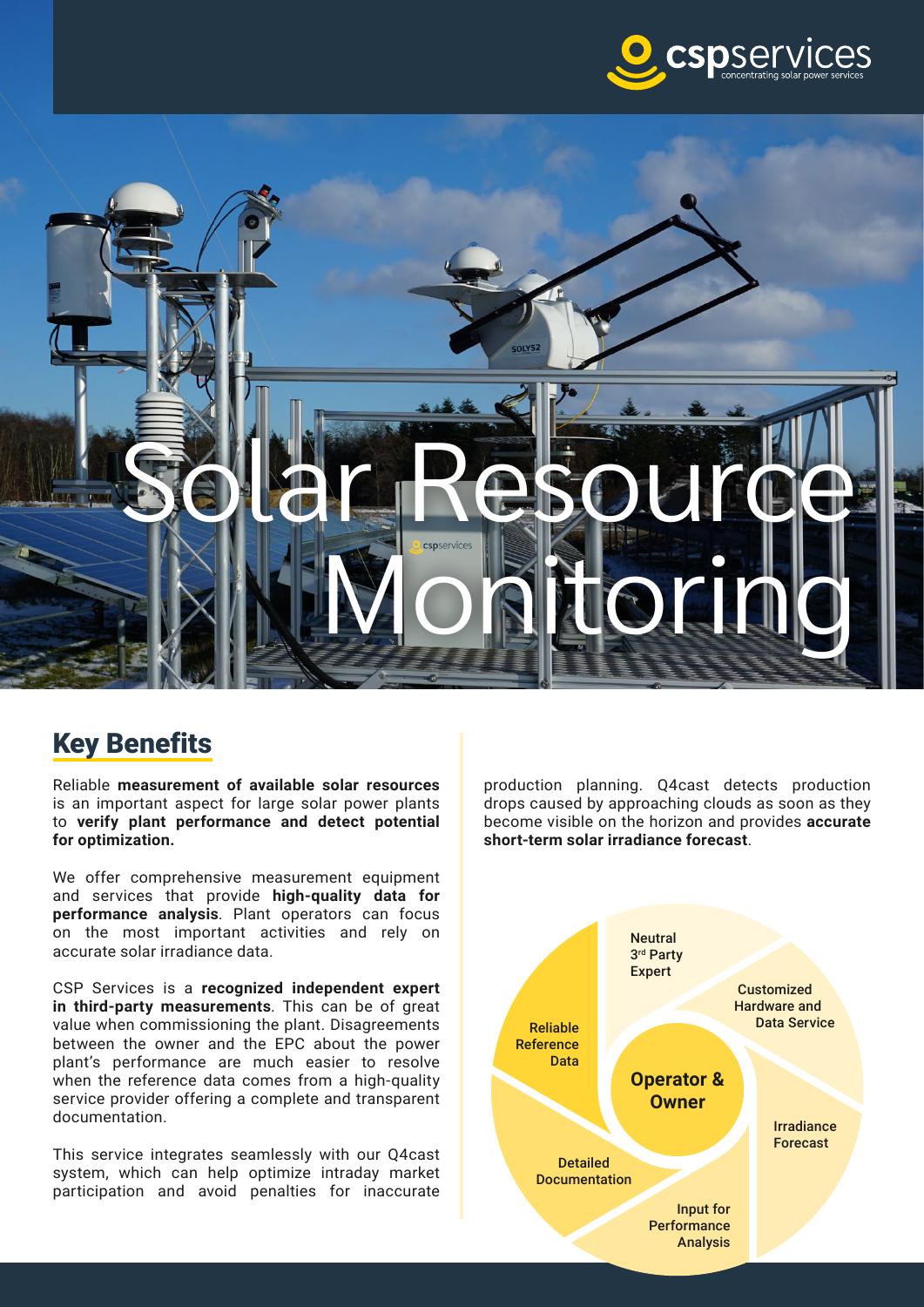# Solar Resource Monitoring

## Key Benefits

Reliable **measurement of available solar resources** is an important aspect for large solar power plants to **verify plant performance and detect potential for optimization.**

We offer comprehensive measurement equipment and services that provide **high-quality data for performance analysis**. Plant operators can focus on the most important activities and rely on accurate solar irradiance data.

CSP Services is a **recognized independent expert in third-party measurements**. This can be of great value when commissioning the plant. Disagreements between the owner and the EPC about the power plant's performance are much easier to resolve when the reference data comes from a high-quality service provider offering a complete and transparent documentation.

This service integrates seamlessly with our Q4cast system, which can help optimize intraday market participation and avoid penalties for inaccurate production planning. Q4cast detects production drops caused by approaching clouds as soon as they become visible on the horizon and provides **accurate short-term solar irradiance forecast**.

**Operator & Owner**

- Neutral 3rd Party Expert
- Customized Hardware and Data Service
- Irradiance Forecast
- Input for Performance Analysis
- Detailed Documentation
- Reliable Reference Data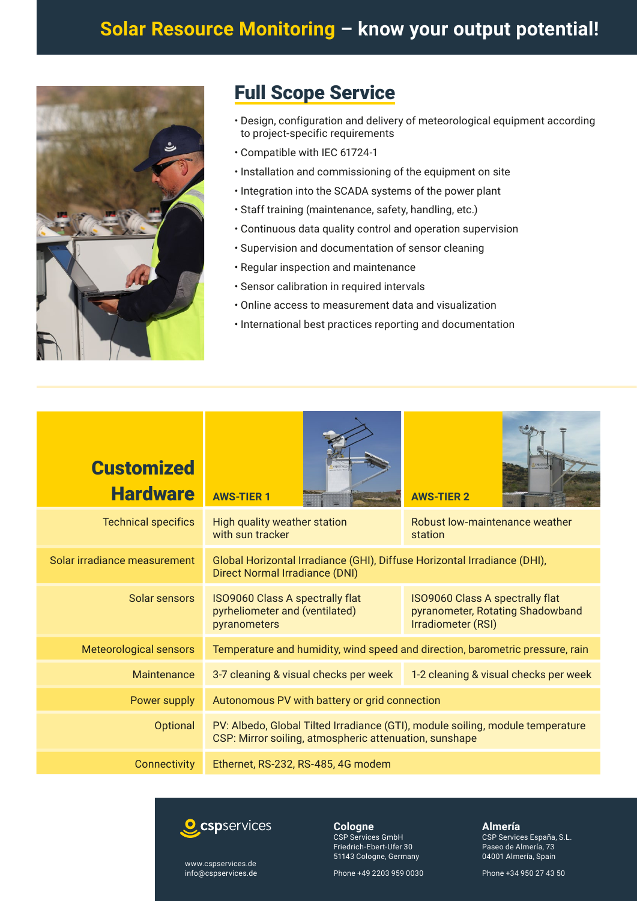# Solar Resource Monitoring – know your output potential!

## Full Scope Service

- Design, configuration and delivery of meteorological equipment according to project-specific requirements
- Compatible with IEC 61724-1
- Installation and commissioning of the equipment on site
- Integration into the SCADA systems of the power plant
- Staff training (maintenance, safety, handling, etc.)
- Continuous data quality control and operation supervision
- Supervision and documentation of sensor cleaning
- Regular inspection and maintenance
- Sensor calibration in required intervals
- Online access to measurement data and visualization
- International best practices reporting and documentation

## Customized Hardware

| Customized Hardware | AWS-TIER 1 | AWS-TIER 2 |
|---|---|---|
| Technical specifics | High quality weather station with sun tracker | Robust low-maintenance weather station |
| Solar irradiance measurement | Global Horizontal Irradiance (GHI), Diffuse Horizontal Irradiance (DHI), Direct Normal Irradiance (DNI) | |
| Solar sensors | ISO9060 Class A spectrally flat pyrheliometer and (ventilated) pyranometers | ISO9060 Class A spectrally flat pyranometer, Rotating Shadowband Irradiometer (RSI) |
| Meteorological sensors | Temperature and humidity, wind speed and direction, barometric pressure, rain | |
| Maintenance | 3-7 cleaning & visual checks per week | 1-2 cleaning & visual checks per week |
| Power supply | Autonomous PV with battery or grid connection | |
| Optional | PV: Albedo, Global Tilted Irradiance (GTI), module soiling, module temperature<br>CSP: Mirror soiling, atmospheric attenuation, sunshape | |
| Connectivity | Ethernet, RS-232, RS-485, 4G modem | |

cspservices

www.cspservices.de
info@cspservices.de

**Cologne**
CSP Services GmbH
Friedrich-Ebert-Ufer 30
51143 Cologne, Germany

Phone +49 2203 959 0030

**Almería**
CSP Services España, S.L.
Paseo de Almería, 73
04001 Almería, Spain

Phone +34 950 27 43 50